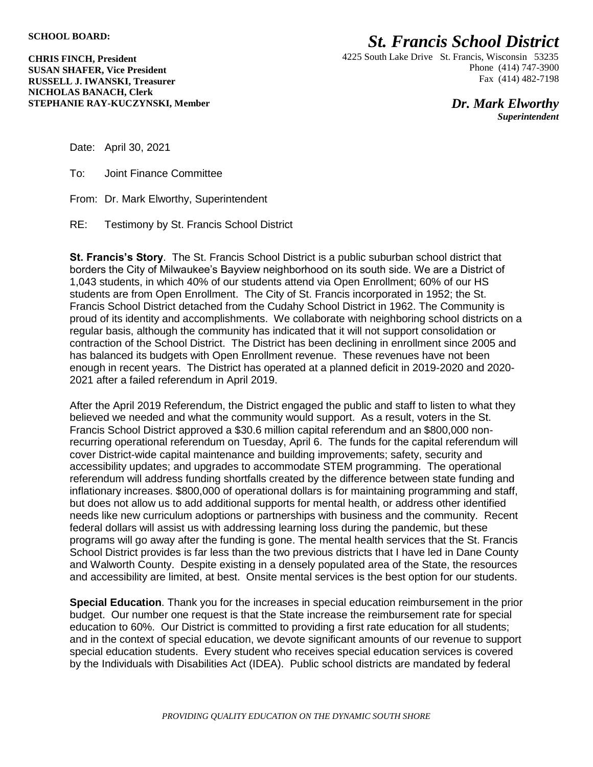**SCHOOL BOARD:**

**CHRIS FINCH, President**
**SUSAN SHAFER, Vice President**
**RUSSELL J. IWANSKI, Treasurer**
**NICHOLAS BANACH, Clerk**
**STEPHANIE RAY-KUCZYNSKI, Member**

# *St. Francis School District*

4225 South Lake Drive St. Francis, Wisconsin 53235
Phone (414) 747-3900
Fax (414) 482-7198

***Dr. Mark Elworthy***
***Superintendent***

Date: April 30, 2021

To: Joint Finance Committee

From: Dr. Mark Elworthy, Superintendent

RE: Testimony by St. Francis School District

**St. Francis's Story**. The St. Francis School District is a public suburban school district that borders the City of Milwaukee's Bayview neighborhood on its south side. We are a District of 1,043 students, in which 40% of our students attend via Open Enrollment; 60% of our HS students are from Open Enrollment. The City of St. Francis incorporated in 1952; the St. Francis School District detached from the Cudahy School District in 1962. The Community is proud of its identity and accomplishments. We collaborate with neighboring school districts on a regular basis, although the community has indicated that it will not support consolidation or contraction of the School District. The District has been declining in enrollment since 2005 and has balanced its budgets with Open Enrollment revenue. These revenues have not been enough in recent years. The District has operated at a planned deficit in 2019-2020 and 2020-2021 after a failed referendum in April 2019.

After the April 2019 Referendum, the District engaged the public and staff to listen to what they believed we needed and what the community would support. As a result, voters in the St. Francis School District approved a $30.6 million capital referendum and an $800,000 non-recurring operational referendum on Tuesday, April 6. The funds for the capital referendum will cover District-wide capital maintenance and building improvements; safety, security and accessibility updates; and upgrades to accommodate STEM programming. The operational referendum will address funding shortfalls created by the difference between state funding and inflationary increases. $800,000 of operational dollars is for maintaining programming and staff, but does not allow us to add additional supports for mental health, or address other identified needs like new curriculum adoptions or partnerships with business and the community. Recent federal dollars will assist us with addressing learning loss during the pandemic, but these programs will go away after the funding is gone. The mental health services that the St. Francis School District provides is far less than the two previous districts that I have led in Dane County and Walworth County. Despite existing in a densely populated area of the State, the resources and accessibility are limited, at best. Onsite mental services is the best option for our students.

**Special Education**. Thank you for the increases in special education reimbursement in the prior budget. Our number one request is that the State increase the reimbursement rate for special education to 60%. Our District is committed to providing a first rate education for all students; and in the context of special education, we devote significant amounts of our revenue to support special education students. Every student who receives special education services is covered by the Individuals with Disabilities Act (IDEA). Public school districts are mandated by federal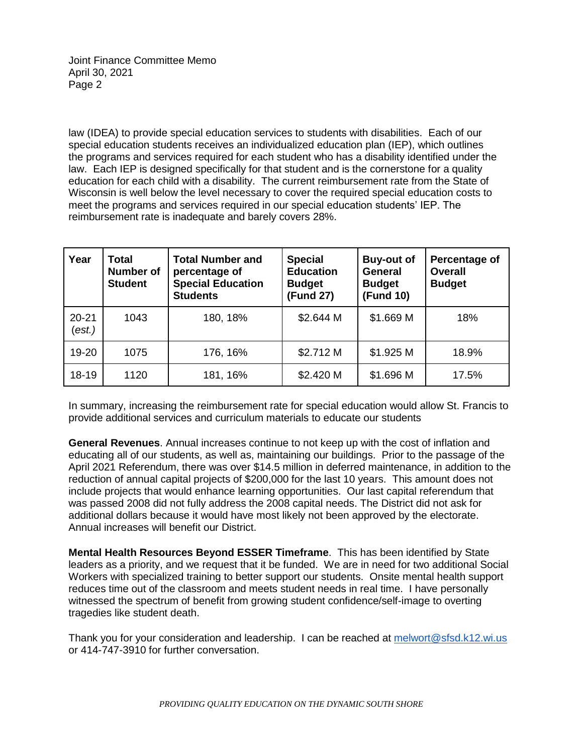law (IDEA) to provide special education services to students with disabilities. Each of our special education students receives an individualized education plan (IEP), which outlines the programs and services required for each student who has a disability identified under the law. Each IEP is designed specifically for that student and is the cornerstone for a quality education for each child with a disability. The current reimbursement rate from the State of Wisconsin is well below the level necessary to cover the required special education costs to meet the programs and services required in our special education students' IEP. The reimbursement rate is inadequate and barely covers 28%.

| Year | Total Number of Student | Total Number and percentage of Special Education Students | Special Education Budget (Fund 27) | Buy-out of General Budget (Fund 10) | Percentage of Overall Budget |
|---|---|---|---|---|---|
| 20-21 *(est.)* | 1043 | 180, 18% | $2.644 M | $1.669 M | 18% |
| 19-20 | 1075 | 176, 16% | $2.712 M | $1.925 M | 18.9% |
| 18-19 | 1120 | 181, 16% | $2.420 M | $1.696 M | 17.5% |

In summary, increasing the reimbursement rate for special education would allow St. Francis to provide additional services and curriculum materials to educate our students

**General Revenues**. Annual increases continue to not keep up with the cost of inflation and educating all of our students, as well as, maintaining our buildings. Prior to the passage of the April 2021 Referendum, there was over $14.5 million in deferred maintenance, in addition to the reduction of annual capital projects of $200,000 for the last 10 years. This amount does not include projects that would enhance learning opportunities. Our last capital referendum that was passed 2008 did not fully address the 2008 capital needs. The District did not ask for additional dollars because it would have most likely not been approved by the electorate. Annual increases will benefit our District.

**Mental Health Resources Beyond ESSER Timeframe**. This has been identified by State leaders as a priority, and we request that it be funded. We are in need for two additional Social Workers with specialized training to better support our students. Onsite mental health support reduces time out of the classroom and meets student needs in real time. I have personally witnessed the spectrum of benefit from growing student confidence/self-image to overting tragedies like student death.

Thank you for your consideration and leadership. I can be reached at melwort@sfsd.k12.wi.us or 414-747-3910 for further conversation.